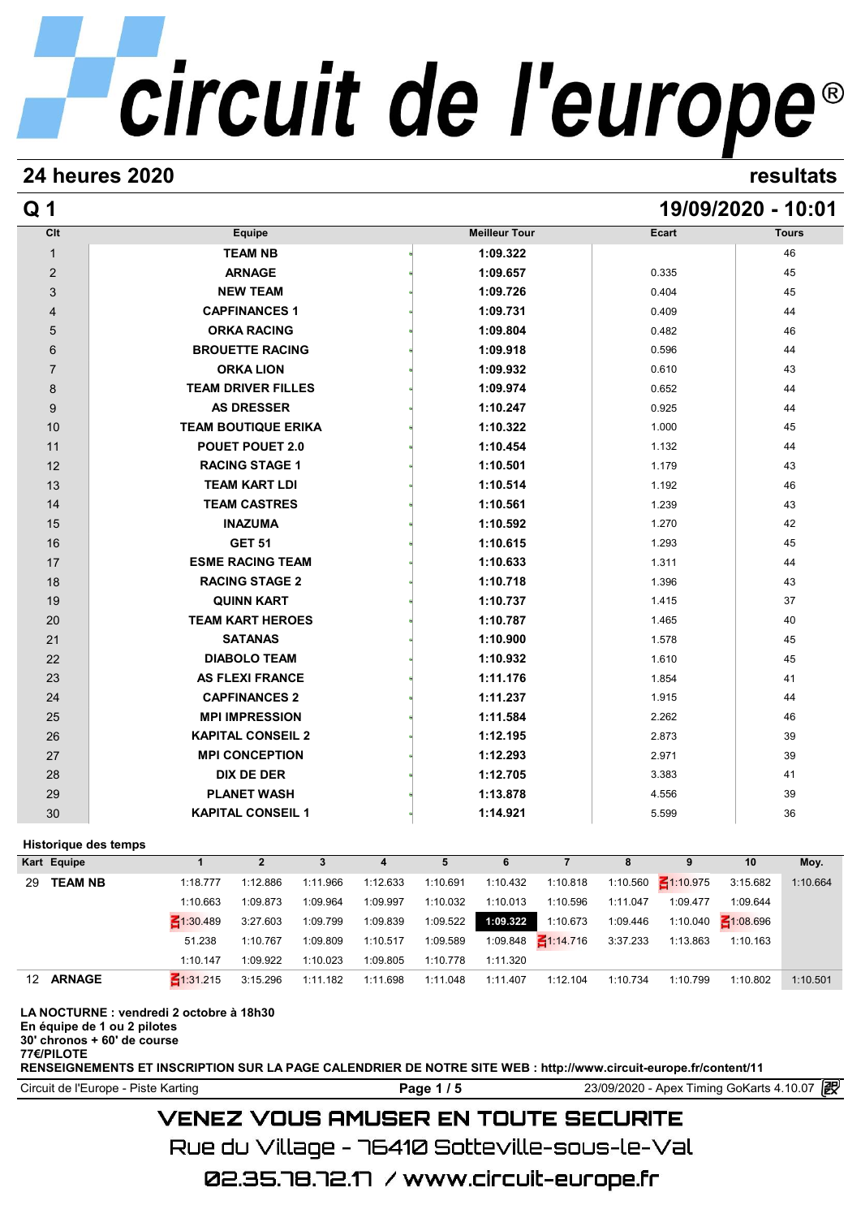# circuit de l'europe®

## 24 heures 2020 — resultats

## Q 1 — 19/09/2020 - 10:01

| Clt | Equipe | Meilleur Tour | Ecart | Tours |
|---|---|---|---|---|
| 1 | TEAM NB | 1:09.322 | | 46 |
| 2 | ARNAGE | 1:09.657 | 0.335 | 45 |
| 3 | NEW TEAM | 1:09.726 | 0.404 | 45 |
| 4 | CAPFINANCES 1 | 1:09.731 | 0.409 | 44 |
| 5 | ORKA RACING | 1:09.804 | 0.482 | 46 |
| 6 | BROUETTE RACING | 1:09.918 | 0.596 | 44 |
| 7 | ORKA LION | 1:09.932 | 0.610 | 43 |
| 8 | TEAM DRIVER FILLES | 1:09.974 | 0.652 | 44 |
| 9 | AS DRESSER | 1:10.247 | 0.925 | 44 |
| 10 | TEAM BOUTIQUE ERIKA | 1:10.322 | 1.000 | 45 |
| 11 | POUET POUET 2.0 | 1:10.454 | 1.132 | 44 |
| 12 | RACING STAGE 1 | 1:10.501 | 1.179 | 43 |
| 13 | TEAM KART LDI | 1:10.514 | 1.192 | 46 |
| 14 | TEAM CASTRES | 1:10.561 | 1.239 | 43 |
| 15 | INAZUMA | 1:10.592 | 1.270 | 42 |
| 16 | GET 51 | 1:10.615 | 1.293 | 45 |
| 17 | ESME RACING TEAM | 1:10.633 | 1.311 | 44 |
| 18 | RACING STAGE 2 | 1:10.718 | 1.396 | 43 |
| 19 | QUINN KART | 1:10.737 | 1.415 | 37 |
| 20 | TEAM KART HEROES | 1:10.787 | 1.465 | 40 |
| 21 | SATANAS | 1:10.900 | 1.578 | 45 |
| 22 | DIABOLO TEAM | 1:10.932 | 1.610 | 45 |
| 23 | AS FLEXI FRANCE | 1:11.176 | 1.854 | 41 |
| 24 | CAPFINANCES 2 | 1:11.237 | 1.915 | 44 |
| 25 | MPI IMPRESSION | 1:11.584 | 2.262 | 46 |
| 26 | KAPITAL CONSEIL 2 | 1:12.195 | 2.873 | 39 |
| 27 | MPI CONCEPTION | 1:12.293 | 2.971 | 39 |
| 28 | DIX DE DER | 1:12.705 | 3.383 | 41 |
| 29 | PLANET WASH | 1:13.878 | 4.556 | 39 |
| 30 | KAPITAL CONSEIL 1 | 1:14.921 | 5.599 | 36 |

### Historique des temps

| Kart | Equipe | 1 | 2 | 3 | 4 | 5 | 6 | 7 | 8 | 9 | 10 | Moy. |
|---|---|---|---|---|---|---|---|---|---|---|---|---|
| 29 | TEAM NB | 1:18.777 | 1:12.886 | 1:11.966 | 1:12.633 | 1:10.691 | 1:10.432 | 1:10.818 | 1:10.560 | 1:10.975 | 3:15.682 | 1:10.664 |
| | | 1:10.663 | 1:09.873 | 1:09.964 | 1:09.997 | 1:10.032 | 1:10.013 | 1:10.596 | 1:11.047 | 1:09.477 | 1:09.644 | |
| | | 1:30.489 | 3:27.603 | 1:09.799 | 1:09.839 | 1:09.522 | **1:09.322** | 1:10.673 | 1:09.446 | 1:10.040 | 1:08.696 | |
| | | 51.238 | 1:10.767 | 1:09.809 | 1:10.517 | 1:09.589 | 1:09.848 | 1:14.716 | 3:37.233 | 1:13.863 | 1:10.163 | |
| | | 1:10.147 | 1:09.922 | 1:10.023 | 1:09.805 | 1:10.778 | 1:11.320 | | | | | |
| 12 | ARNAGE | 1:31.215 | 3:15.296 | 1:11.182 | 1:11.698 | 1:11.048 | 1:11.407 | 1:12.104 | 1:10.734 | 1:10.799 | 1:10.802 | 1:10.501 |

**LA NOCTURNE : vendredi 2 octobre à 18h30**
**En équipe de 1 ou 2 pilotes**
**30' chronos + 60' de course**
**77€/PILOTE**
**RENSEIGNEMENTS ET INSCRIPTION SUR LA PAGE CALENDRIER DE NOTRE SITE WEB : http://www.circuit-europe.fr/content/11**

Circuit de l'Europe - Piste Karting — 23/09/2020 - Apex Timing GoKarts 4.10.07

VENEZ VOUS AMUSER EN TOUTE SECURITE
Rue du Village - 76410 Sotteville-sous-le-Val
02.35.78.72.17 / www.circuit-europe.fr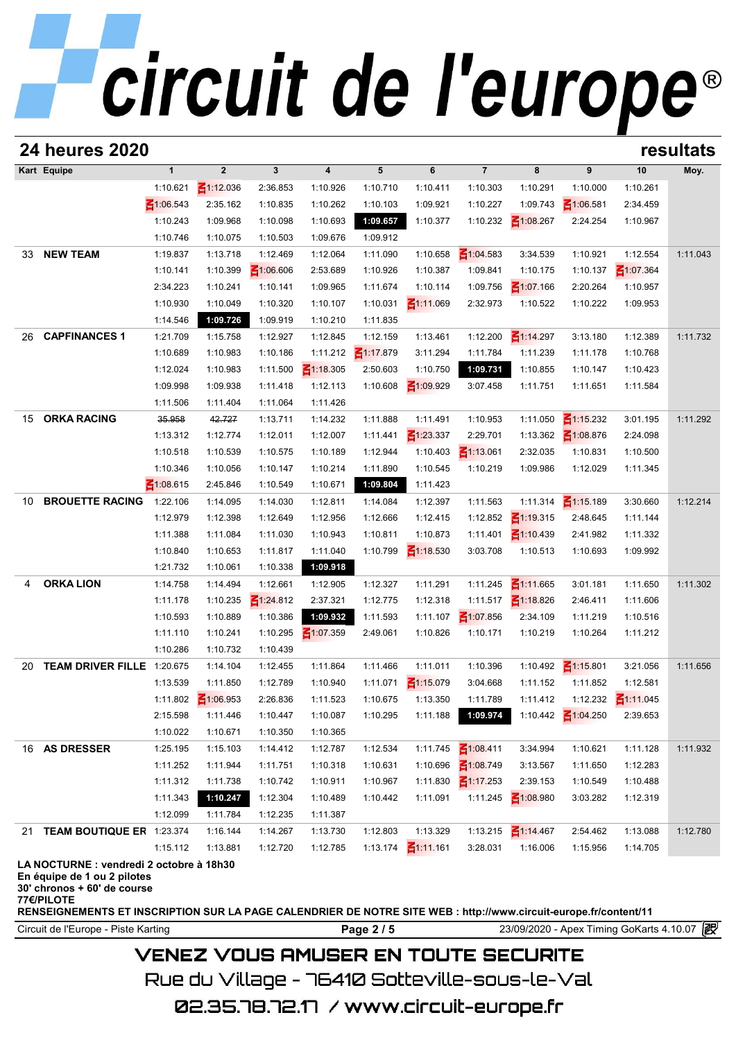# circuit de l'europe®

## 24 heures 2020 — resultats

| Kart | Equipe | 1 | 2 | 3 | 4 | 5 | 6 | 7 | 8 | 9 | 10 | Moy. |
|---|---|---|---|---|---|---|---|---|---|---|---|---|
| | | 1:10.621 | 1:12.036 | 2:36.853 | 1:10.926 | 1:10.710 | 1:10.411 | 1:10.303 | 1:10.291 | 1:10.000 | 1:10.261 | |
| | | 1:06.543 | 2:35.162 | 1:10.835 | 1:10.262 | 1:10.103 | 1:09.921 | 1:10.227 | 1:09.743 | 1:06.581 | 2:34.459 | |
| | | 1:10.243 | 1:09.968 | 1:10.098 | 1:10.693 | **1:09.657** | 1:10.377 | 1:10.232 | 1:08.267 | 2:24.254 | 1:10.967 | |
| | | 1:10.746 | 1:10.075 | 1:10.503 | 1:09.676 | 1:09.912 | | | | | | |
| 33 | NEW TEAM | 1:19.837 | 1:13.718 | 1:12.469 | 1:12.064 | 1:11.090 | 1:10.658 | 1:04.583 | 3:34.539 | 1:10.921 | 1:12.554 | 1:11.043 |
| | | 1:10.141 | 1:10.399 | 1:06.606 | 2:53.689 | 1:10.926 | 1:10.387 | 1:09.841 | 1:10.175 | 1:10.137 | 1:07.364 | |
| | | 2:34.223 | 1:10.241 | 1:10.141 | 1:09.965 | 1:11.674 | 1:10.114 | 1:09.756 | 1:07.166 | 2:20.264 | 1:10.957 | |
| | | 1:10.930 | 1:10.049 | 1:10.320 | 1:10.107 | 1:10.031 | 1:11.069 | 2:32.973 | 1:10.522 | 1:10.222 | 1:09.953 | |
| | | 1:14.546 | **1:09.726** | 1:09.919 | 1:10.210 | 1:11.835 | | | | | | |
| 26 | CAPFINANCES 1 | 1:21.709 | 1:15.758 | 1:12.927 | 1:12.845 | 1:12.159 | 1:13.461 | 1:12.200 | 1:14.297 | 3:13.180 | 1:12.389 | 1:11.732 |
| | | 1:10.689 | 1:10.983 | 1:10.186 | 1:11.212 | 1:17.879 | 3:11.294 | 1:11.784 | 1:11.239 | 1:11.178 | 1:10.768 | |
| | | 1:12.024 | 1:10.983 | 1:11.500 | 1:18.305 | 2:50.603 | 1:10.750 | **1:09.731** | 1:10.855 | 1:10.147 | 1:10.423 | |
| | | 1:09.998 | 1:09.938 | 1:11.418 | 1:12.113 | 1:10.608 | 1:09.929 | 3:07.458 | 1:11.751 | 1:11.651 | 1:11.584 | |
| | | 1:11.506 | 1:11.404 | 1:11.064 | 1:11.426 | | | | | | | |
| 15 | ORKA RACING | ~~35.958~~ | ~~42.727~~ | 1:13.711 | 1:14.232 | 1:11.888 | 1:11.491 | 1:10.953 | 1:11.050 | 1:15.232 | 3:01.195 | 1:11.292 |
| | | 1:13.312 | 1:12.774 | 1:12.011 | 1:12.007 | 1:11.441 | 1:23.337 | 2:29.701 | 1:13.362 | 1:08.876 | 2:24.098 | |
| | | 1:10.518 | 1:10.539 | 1:10.575 | 1:10.189 | 1:12.944 | 1:10.403 | 1:13.061 | 2:32.035 | 1:10.831 | 1:10.500 | |
| | | 1:10.346 | 1:10.056 | 1:10.147 | 1:10.214 | 1:11.890 | 1:10.545 | 1:10.219 | 1:09.986 | 1:12.029 | 1:11.345 | |
| | | 1:08.615 | 2:45.846 | 1:10.549 | 1:10.671 | **1:09.804** | 1:11.423 | | | | | |
| 10 | BROUETTE RACING | 1:22.106 | 1:14.095 | 1:14.030 | 1:12.811 | 1:14.084 | 1:12.397 | 1:11.563 | 1:11.314 | 1:15.189 | 3:30.660 | 1:12.214 |
| | | 1:12.979 | 1:12.398 | 1:12.649 | 1:12.956 | 1:12.666 | 1:12.415 | 1:12.852 | 1:19.315 | 2:48.645 | 1:11.144 | |
| | | 1:11.388 | 1:11.084 | 1:11.030 | 1:10.943 | 1:10.811 | 1:10.873 | 1:11.401 | 1:10.439 | 2:41.982 | 1:11.332 | |
| | | 1:10.840 | 1:10.653 | 1:11.817 | 1:11.040 | 1:10.799 | 1:18.530 | 3:03.708 | 1:10.513 | 1:10.693 | 1:09.992 | |
| | | 1:21.732 | 1:10.061 | 1:10.338 | **1:09.918** | | | | | | | |
| 4 | ORKA LION | 1:14.758 | 1:14.494 | 1:12.661 | 1:12.905 | 1:12.327 | 1:11.291 | 1:11.245 | 1:11.665 | 3:01.181 | 1:11.650 | 1:11.302 |
| | | 1:11.178 | 1:10.235 | 1:24.812 | 2:37.321 | 1:12.775 | 1:12.318 | 1:11.517 | 1:18.826 | 2:46.411 | 1:11.606 | |
| | | 1:10.593 | 1:10.889 | 1:10.386 | **1:09.932** | 1:11.593 | 1:11.107 | 1:07.856 | 2:34.109 | 1:11.219 | 1:10.516 | |
| | | 1:11.110 | 1:10.241 | 1:10.295 | 1:07.359 | 2:49.061 | 1:10.826 | 1:10.171 | 1:10.219 | 1:10.264 | 1:11.212 | |
| | | 1:10.286 | 1:10.732 | 1:10.439 | | | | | | | | |
| 20 | TEAM DRIVER FILLE | 1:20.675 | 1:14.104 | 1:12.455 | 1:11.864 | 1:11.466 | 1:11.011 | 1:10.396 | 1:10.492 | 1:15.801 | 3:21.056 | 1:11.656 |
| | | 1:13.539 | 1:11.850 | 1:12.789 | 1:10.940 | 1:11.071 | 1:15.079 | 3:04.668 | 1:11.152 | 1:11.852 | 1:12.581 | |
| | | 1:11.802 | 1:06.953 | 2:26.836 | 1:11.523 | 1:10.675 | 1:13.350 | 1:11.789 | 1:11.412 | 1:12.232 | 1:11.045 | |
| | | 2:15.598 | 1:11.446 | 1:10.447 | 1:10.087 | 1:10.295 | 1:11.188 | **1:09.974** | 1:10.442 | 1:04.250 | 2:39.653 | |
| | | 1:10.022 | 1:10.671 | 1:10.350 | 1:10.365 | | | | | | | |
| 16 | AS DRESSER | 1:25.195 | 1:15.103 | 1:14.412 | 1:12.787 | 1:12.534 | 1:11.745 | 1:08.411 | 3:34.994 | 1:10.621 | 1:11.128 | 1:11.932 |
| | | 1:11.252 | 1:11.944 | 1:11.751 | 1:10.318 | 1:10.631 | 1:10.696 | 1:08.749 | 3:13.567 | 1:11.650 | 1:12.283 | |
| | | 1:11.312 | 1:11.738 | 1:10.742 | 1:10.911 | 1:10.967 | 1:11.830 | 1:17.253 | 2:39.153 | 1:10.549 | 1:10.488 | |
| | | 1:11.343 | **1:10.247** | 1:12.304 | 1:10.489 | 1:10.442 | 1:11.091 | 1:11.245 | 1:08.980 | 3:03.282 | 1:12.319 | |
| | | 1:12.099 | 1:11.784 | 1:12.235 | 1:11.387 | | | | | | | |
| 21 | TEAM BOUTIQUE ER | 1:23.374 | 1:16.144 | 1:14.267 | 1:13.730 | 1:12.803 | 1:13.329 | 1:13.215 | 1:14.467 | 2:54.462 | 1:13.088 | 1:12.780 |
| | | 1:15.112 | 1:13.881 | 1:12.720 | 1:12.785 | 1:13.174 | 1:11.161 | 3:28.031 | 1:16.006 | 1:15.956 | 1:14.705 | |

**LA NOCTURNE : vendredi 2 octobre à 18h30**
**En équipe de 1 ou 2 pilotes**
**30' chronos + 60' de course**
**77€/PILOTE**
**RENSEIGNEMENTS ET INSCRIPTION SUR LA PAGE CALENDRIER DE NOTRE SITE WEB : http://www.circuit-europe.fr/content/11**

Circuit de l'Europe - Piste Karting — 23/09/2020 - Apex Timing GoKarts 4.10.07

VENEZ VOUS AMUSER EN TOUTE SECURITE
Rue du Village - 76410 Sotteville-sous-le-Val
02.35.78.72.17 / www.circuit-europe.fr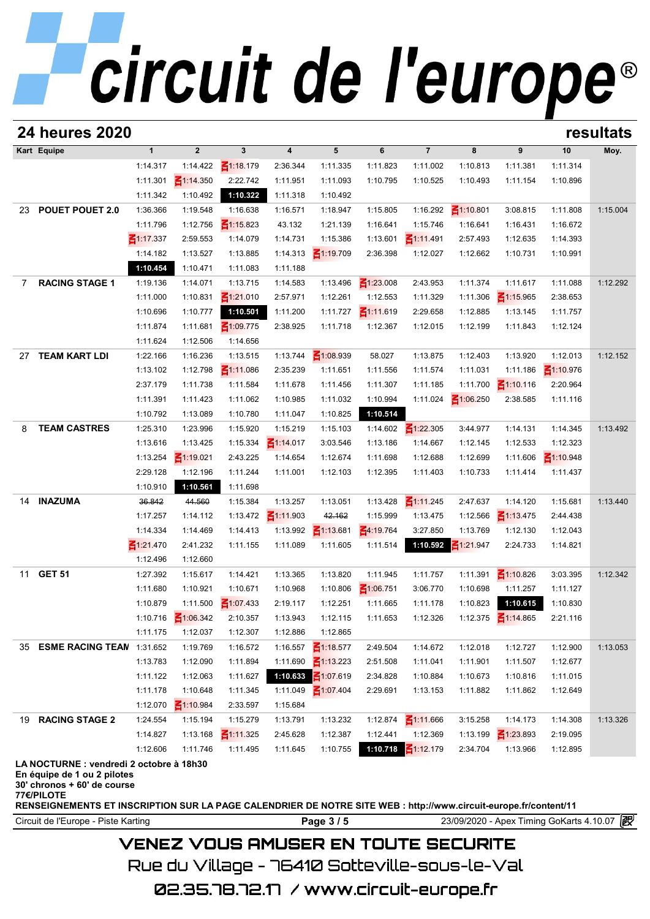# circuit de l'europe®

## 24 heures 2020 — resultats

| Kart | Equipe | 1 | 2 | 3 | 4 | 5 | 6 | 7 | 8 | 9 | 10 | Moy. |
|---|---|---|---|---|---|---|---|---|---|---|---|---|
| | | 1:14.317 | 1:14.422 | 1:18.179 | 2:36.344 | 1:11.335 | 1:11.823 | 1:11.002 | 1:10.813 | 1:11.381 | 1:11.314 | |
| | | 1:11.301 | 1:14.350 | 2:22.742 | 1:11.951 | 1:11.093 | 1:10.795 | 1:10.525 | 1:10.493 | 1:11.154 | 1:10.896 | |
| | | 1:11.342 | 1:10.492 | **1:10.322** | 1:11.318 | 1:10.492 | | | | | | |
| 23 | POUET POUET 2.0 | 1:36.366 | 1:19.548 | 1:16.638 | 1:16.571 | 1:18.947 | 1:15.805 | 1:16.292 | 1:10.801 | 3:08.815 | 1:11.808 | 1:15.004 |
| | | 1:11.796 | 1:12.756 | 1:15.823 | 43.132 | 1:21.139 | 1:16.641 | 1:15.746 | 1:16.641 | 1:16.431 | 1:16.672 | |
| | | 1:17.337 | 2:59.553 | 1:14.079 | 1:14.731 | 1:15.386 | 1:13.601 | 1:11.491 | 2:57.493 | 1:12.635 | 1:14.393 | |
| | | 1:14.182 | 1:13.527 | 1:13.885 | 1:14.313 | 1:19.709 | 2:36.398 | 1:12.027 | 1:12.662 | 1:10.731 | 1:10.991 | |
| | | **1:10.454** | 1:10.471 | 1:11.083 | 1:11.188 | | | | | | | |
| 7 | RACING STAGE 1 | 1:19.136 | 1:14.071 | 1:13.715 | 1:14.583 | 1:13.496 | 1:23.008 | 2:43.953 | 1:11.374 | 1:11.617 | 1:11.088 | 1:12.292 |
| | | 1:11.000 | 1:10.831 | 1:21.010 | 2:57.971 | 1:12.261 | 1:12.553 | 1:11.329 | 1:11.306 | 1:15.965 | 2:38.653 | |
| | | 1:10.696 | 1:10.777 | **1:10.501** | 1:11.200 | 1:11.727 | 1:11.619 | 2:29.658 | 1:12.885 | 1:13.145 | 1:11.757 | |
| | | 1:11.874 | 1:11.681 | 1:09.775 | 2:38.925 | 1:11.718 | 1:12.367 | 1:12.015 | 1:12.199 | 1:11.843 | 1:12.124 | |
| | | 1:11.624 | 1:12.506 | 1:14.656 | | | | | | | | |
| 27 | TEAM KART LDI | 1:22.166 | 1:16.236 | 1:13.515 | 1:13.744 | 1:08.939 | 58.027 | 1:13.875 | 1:12.403 | 1:13.920 | 1:12.013 | 1:12.152 |
| | | 1:13.102 | 1:12.798 | 1:11.086 | 2:35.239 | 1:11.651 | 1:11.556 | 1:11.574 | 1:11.031 | 1:11.186 | 1:10.976 | |
| | | 2:37.179 | 1:11.738 | 1:11.584 | 1:11.678 | 1:11.456 | 1:11.307 | 1:11.185 | 1:11.700 | 1:10.116 | 2:20.964 | |
| | | 1:11.391 | 1:11.423 | 1:11.062 | 1:10.985 | 1:11.032 | 1:10.994 | 1:11.024 | 1:06.250 | 2:38.585 | 1:11.116 | |
| | | 1:10.792 | 1:13.089 | 1:10.780 | 1:11.047 | 1:10.825 | **1:10.514** | | | | | |
| 8 | TEAM CASTRES | 1:25.310 | 1:23.996 | 1:15.920 | 1:15.219 | 1:15.103 | 1:14.602 | 1:22.305 | 3:44.977 | 1:14.131 | 1:14.345 | 1:13.492 |
| | | 1:13.616 | 1:13.425 | 1:15.334 | 1:14.017 | 3:03.546 | 1:13.186 | 1:14.667 | 1:12.145 | 1:12.533 | 1:12.323 | |
| | | 1:13.254 | 1:19.021 | 2:43.225 | 1:14.654 | 1:12.674 | 1:11.698 | 1:12.688 | 1:12.699 | 1:11.606 | 1:10.948 | |
| | | 2:29.128 | 1:12.196 | 1:11.244 | 1:11.001 | 1:12.103 | 1:12.395 | 1:11.403 | 1:10.733 | 1:11.414 | 1:11.437 | |
| | | 1:10.910 | **1:10.561** | 1:11.698 | | | | | | | | |
| 14 | INAZUMA | ~~36.842~~ | ~~44.560~~ | 1:15.384 | 1:13.257 | 1:13.051 | 1:13.428 | 1:11.245 | 2:47.637 | 1:14.120 | 1:15.681 | 1:13.440 |
| | | 1:17.257 | 1:14.112 | 1:13.472 | 1:11.903 | ~~42.162~~ | 1:15.999 | 1:13.475 | 1:12.566 | 1:13.475 | 2:44.438 | |
| | | 1:14.334 | 1:14.469 | 1:14.413 | 1:13.992 | 1:13.681 | 4:19.764 | 3:27.850 | 1:13.769 | 1:12.130 | 1:12.043 | |
| | | 1:21.470 | 2:41.232 | 1:11.155 | 1:11.089 | 1:11.605 | 1:11.514 | **1:10.592** | 1:21.947 | 2:24.733 | 1:14.821 | |
| | | 1:12.496 | 1:12.660 | | | | | | | | | |
| 11 | GET 51 | 1:27.392 | 1:15.617 | 1:14.421 | 1:13.365 | 1:13.820 | 1:11.945 | 1:11.757 | 1:11.391 | 1:10.826 | 3:03.395 | 1:12.342 |
| | | 1:11.680 | 1:10.921 | 1:10.671 | 1:10.968 | 1:10.806 | 1:06.751 | 3:06.770 | 1:10.698 | 1:11.257 | 1:11.127 | |
| | | 1:10.879 | 1:11.500 | 1:07.433 | 2:19.117 | 1:12.251 | 1:11.665 | 1:11.178 | 1:10.823 | **1:10.615** | 1:10.830 | |
| | | 1:10.716 | 1:06.342 | 2:10.357 | 1:13.943 | 1:12.115 | 1:11.653 | 1:12.326 | 1:12.375 | 1:14.865 | 2:21.116 | |
| | | 1:11.175 | 1:12.037 | 1:12.307 | 1:12.886 | 1:12.865 | | | | | | |
| 35 | ESME RACING TEAM | 1:31.652 | 1:19.769 | 1:16.572 | 1:16.557 | 1:18.577 | 2:49.504 | 1:14.672 | 1:12.018 | 1:12.727 | 1:12.900 | 1:13.053 |
| | | 1:13.783 | 1:12.090 | 1:11.894 | 1:11.690 | 1:13.223 | 2:51.508 | 1:11.041 | 1:11.901 | 1:11.507 | 1:12.677 | |
| | | 1:11.122 | 1:12.063 | 1:11.627 | **1:10.633** | 1:07.619 | 2:34.828 | 1:10.884 | 1:10.673 | 1:10.816 | 1:11.015 | |
| | | 1:11.178 | 1:10.648 | 1:11.345 | 1:11.049 | 1:07.404 | 2:29.691 | 1:13.153 | 1:11.882 | 1:11.862 | 1:12.649 | |
| | | 1:12.070 | 1:10.984 | 2:33.597 | 1:15.684 | | | | | | | |
| 19 | RACING STAGE 2 | 1:24.554 | 1:15.194 | 1:15.279 | 1:13.791 | 1:13.232 | 1:12.874 | 1:11.666 | 3:15.258 | 1:14.173 | 1:14.308 | 1:13.326 |
| | | 1:14.827 | 1:13.168 | 1:11.325 | 2:45.628 | 1:12.387 | 1:12.441 | 1:12.369 | 1:13.199 | 1:23.893 | 2:19.095 | |
| | | 1:12.606 | 1:11.746 | 1:11.495 | 1:11.645 | 1:10.755 | **1:10.718** | 1:12.179 | 2:34.704 | 1:13.966 | 1:12.895 | |

**LA NOCTURNE : vendredi 2 octobre à 18h30**
**En équipe de 1 ou 2 pilotes**
**30' chronos + 60' de course**
**77€/PILOTE**
**RENSEIGNEMENTS ET INSCRIPTION SUR LA PAGE CALENDRIER DE NOTRE SITE WEB : http://www.circuit-europe.fr/content/11**

Circuit de l'Europe - Piste Karting — 23/09/2020 - Apex Timing GoKarts 4.10.07

VENEZ VOUS AMUSER EN TOUTE SECURITE
Rue du Village - 76410 Sotteville-sous-le-Val
02.35.78.72.17 / www.circuit-europe.fr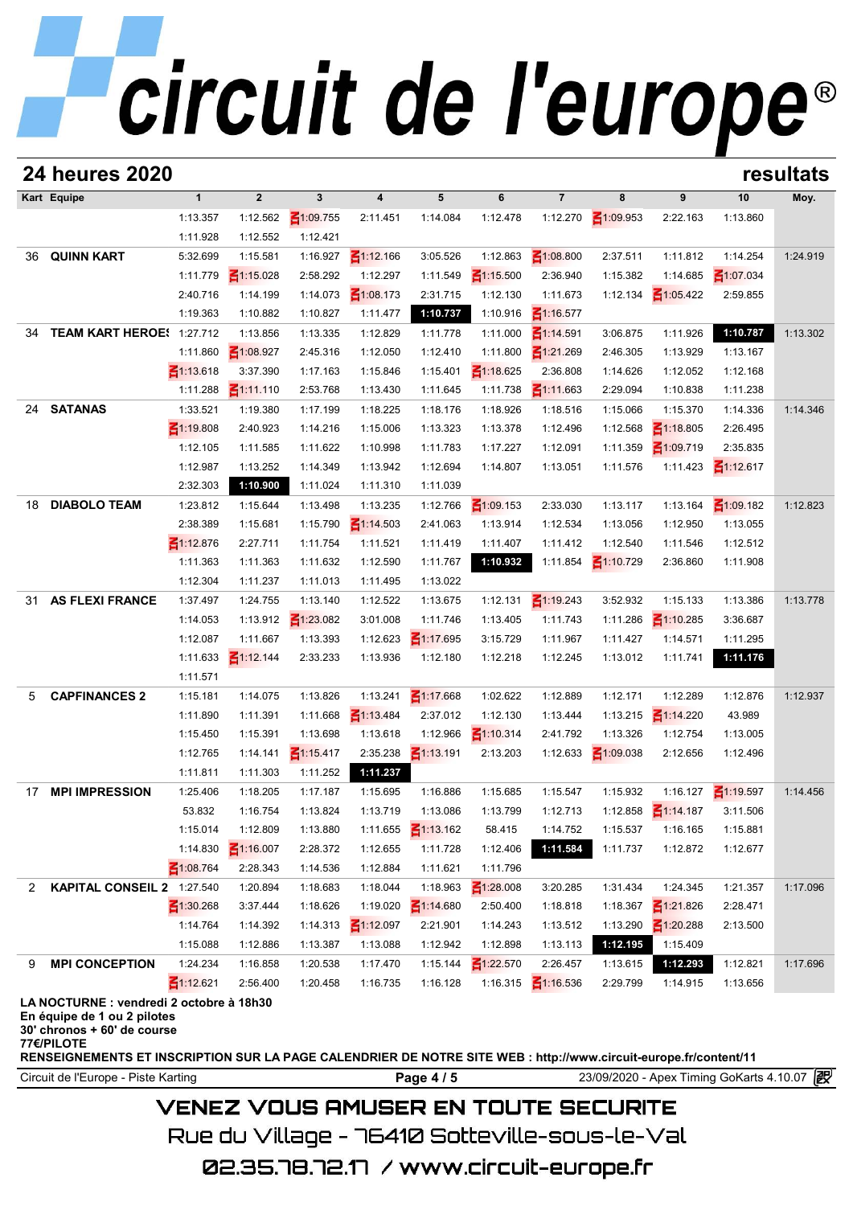# circuit de l'europe®

## 24 heures 2020

**resultats**

| Kart | Equipe | 1 | 2 | 3 | 4 | 5 | 6 | 7 | 8 | 9 | 10 | Moy. |
|---|---|---|---|---|---|---|---|---|---|---|---|---|
| | | 1:13.357 | 1:12.562 | 1:09.755 | 2:11.451 | 1:14.084 | 1:12.478 | 1:12.270 | 1:09.953 | 2:22.163 | 1:13.860 | |
| | | 1:11.928 | 1:12.552 | 1:12.421 | | | | | | | | |
| 36 | QUINN KART | 5:32.699 | 1:15.581 | 1:16.927 | 1:12.166 | 3:05.526 | 1:12.863 | 1:08.800 | 2:37.511 | 1:11.812 | 1:14.254 | 1:24.919 |
| | | 1:11.779 | 1:15.028 | 2:58.292 | 1:12.297 | 1:11.549 | 1:15.500 | 2:36.940 | 1:15.382 | 1:14.685 | 1:07.034 | |
| | | 2:40.716 | 1:14.199 | 1:14.073 | 1:08.173 | 2:31.715 | 1:12.130 | 1:11.673 | 1:12.134 | 1:05.422 | 2:59.855 | |
| | | 1:19.363 | 1:10.882 | 1:10.827 | 1:11.477 | **1:10.737** | 1:10.916 | 1:16.577 | | | | |
| 34 | TEAM KART HEROES | 1:27.712 | 1:13.856 | 1:13.335 | 1:12.829 | 1:11.778 | 1:11.000 | 1:14.591 | 3:06.875 | 1:11.926 | **1:10.787** | 1:13.302 |
| | | 1:11.860 | 1:08.927 | 2:45.316 | 1:12.050 | 1:12.410 | 1:11.800 | 1:21.269 | 2:46.305 | 1:13.929 | 1:13.167 | |
| | | 1:13.618 | 3:37.390 | 1:17.163 | 1:15.846 | 1:15.401 | 1:18.625 | 2:36.808 | 1:14.626 | 1:12.052 | 1:12.168 | |
| | | 1:11.288 | 1:11.110 | 2:53.768 | 1:13.430 | 1:11.645 | 1:11.738 | 1:11.663 | 2:29.094 | 1:10.838 | 1:11.238 | |
| 24 | SATANAS | 1:33.521 | 1:19.380 | 1:17.199 | 1:18.225 | 1:18.176 | 1:18.926 | 1:18.516 | 1:15.066 | 1:15.370 | 1:14.336 | 1:14.346 |
| | | 1:19.808 | 2:40.923 | 1:14.216 | 1:15.006 | 1:13.323 | 1:13.378 | 1:12.496 | 1:12.568 | 1:18.805 | 2:26.495 | |
| | | 1:12.105 | 1:11.585 | 1:11.622 | 1:10.998 | 1:11.783 | 1:17.227 | 1:12.091 | 1:11.359 | 1:09.719 | 2:35.835 | |
| | | 1:12.987 | 1:13.252 | 1:14.349 | 1:13.942 | 1:12.694 | 1:14.807 | 1:13.051 | 1:11.576 | 1:11.423 | 1:12.617 | |
| | | 2:32.303 | **1:10.900** | 1:11.024 | 1:11.310 | 1:11.039 | | | | | | |
| 18 | DIABOLO TEAM | 1:23.812 | 1:15.644 | 1:13.498 | 1:13.235 | 1:12.766 | 1:09.153 | 2:33.030 | 1:13.117 | 1:13.164 | 1:09.182 | 1:12.823 |
| | | 2:38.389 | 1:15.681 | 1:15.790 | 1:14.503 | 2:41.063 | 1:13.914 | 1:12.534 | 1:13.056 | 1:12.950 | 1:13.055 | |
| | | 1:12.876 | 2:27.711 | 1:11.754 | 1:11.521 | 1:11.419 | 1:11.407 | 1:11.412 | 1:12.540 | 1:11.546 | 1:12.512 | |
| | | 1:11.363 | 1:11.363 | 1:11.632 | 1:12.590 | 1:11.767 | **1:10.932** | 1:11.854 | 1:10.729 | 2:36.860 | 1:11.908 | |
| | | 1:12.304 | 1:11.237 | 1:11.013 | 1:11.495 | 1:13.022 | | | | | | |
| 31 | AS FLEXI FRANCE | 1:37.497 | 1:24.755 | 1:13.140 | 1:12.522 | 1:13.675 | 1:12.131 | 1:19.243 | 3:52.932 | 1:15.133 | 1:13.386 | 1:13.778 |
| | | 1:14.053 | 1:13.912 | 1:23.082 | 3:01.008 | 1:11.746 | 1:13.405 | 1:11.743 | 1:11.286 | 1:10.285 | 3:36.687 | |
| | | 1:12.087 | 1:11.667 | 1:13.393 | 1:12.623 | 1:17.695 | 3:15.729 | 1:11.967 | 1:11.427 | 1:14.571 | 1:11.295 | |
| | | 1:11.633 | 1:12.144 | 2:33.233 | 1:13.936 | 1:12.180 | 1:12.218 | 1:12.245 | 1:13.012 | 1:11.741 | **1:11.176** | |
| | | 1:11.571 | | | | | | | | | | |
| 5 | CAPFINANCES 2 | 1:15.181 | 1:14.075 | 1:13.826 | 1:13.241 | 1:17.668 | 1:02.622 | 1:12.889 | 1:12.171 | 1:12.289 | 1:12.876 | 1:12.937 |
| | | 1:11.890 | 1:11.391 | 1:11.668 | 1:13.484 | 2:37.012 | 1:12.130 | 1:13.444 | 1:13.215 | 1:14.220 | 43.989 | |
| | | 1:15.450 | 1:15.391 | 1:13.698 | 1:13.618 | 1:12.966 | 1:10.314 | 2:41.792 | 1:13.326 | 1:12.754 | 1:13.005 | |
| | | 1:12.765 | 1:14.141 | 1:15.417 | 2:35.238 | 1:13.191 | 2:13.203 | 1:12.633 | 1:09.038 | 2:12.656 | 1:12.496 | |
| | | 1:11.811 | 1:11.303 | 1:11.252 | **1:11.237** | | | | | | | |
| 17 | MPI IMPRESSION | 1:25.406 | 1:18.205 | 1:17.187 | 1:15.695 | 1:16.886 | 1:15.685 | 1:15.547 | 1:15.932 | 1:16.127 | 1:19.597 | 1:14.456 |
| | | 53.832 | 1:16.754 | 1:13.824 | 1:13.719 | 1:13.086 | 1:13.799 | 1:12.713 | 1:12.858 | 1:14.187 | 3:11.506 | |
| | | 1:15.014 | 1:12.809 | 1:13.880 | 1:11.655 | 1:13.162 | 58.415 | 1:14.752 | 1:15.537 | 1:16.165 | 1:15.881 | |
| | | 1:14.830 | 1:16.007 | 2:28.372 | 1:12.655 | 1:11.728 | 1:12.406 | **1:11.584** | 1:11.737 | 1:12.872 | 1:12.677 | |
| | | 1:08.764 | 2:28.343 | 1:14.536 | 1:12.884 | 1:11.621 | 1:11.796 | | | | | |
| 2 | KAPITAL CONSEIL 2 | 1:27.540 | 1:20.894 | 1:18.683 | 1:18.044 | 1:18.963 | 1:28.008 | 3:20.285 | 1:31.434 | 1:24.345 | 1:21.357 | 1:17.096 |
| | | 1:30.268 | 3:37.444 | 1:18.626 | 1:19.020 | 1:14.680 | 2:50.400 | 1:18.818 | 1:18.367 | 1:21.826 | 2:28.471 | |
| | | 1:14.764 | 1:14.392 | 1:14.313 | 1:12.097 | 2:21.901 | 1:14.243 | 1:13.512 | 1:13.290 | 1:20.288 | 2:13.500 | |
| | | 1:15.088 | 1:12.886 | 1:13.387 | 1:13.088 | 1:12.942 | 1:12.898 | 1:13.113 | **1:12.195** | 1:15.409 | | |
| 9 | MPI CONCEPTION | 1:24.234 | 1:16.858 | 1:20.538 | 1:17.470 | 1:15.144 | 1:22.570 | 2:26.457 | 1:13.615 | **1:12.293** | 1:12.821 | 1:17.696 |
| | | 1:12.621 | 2:56.400 | 1:20.458 | 1:16.735 | 1:16.128 | 1:16.315 | 1:16.536 | 2:29.799 | 1:14.915 | 1:13.656 | |

**LA NOCTURNE : vendredi 2 octobre à 18h30**
**En équipe de 1 ou 2 pilotes**
**30' chronos + 60' de course**
**77€/PILOTE**
**RENSEIGNEMENTS ET INSCRIPTION SUR LA PAGE CALENDRIER DE NOTRE SITE WEB : http://www.circuit-europe.fr/content/11**

Circuit de l'Europe - Piste Karting | 23/09/2020 - Apex Timing GoKarts 4.10.07

VENEZ VOUS AMUSER EN TOUTE SECURITE
Rue du Village - 76410 Sotteville-sous-le-Val
02.35.78.72.17 / www.circuit-europe.fr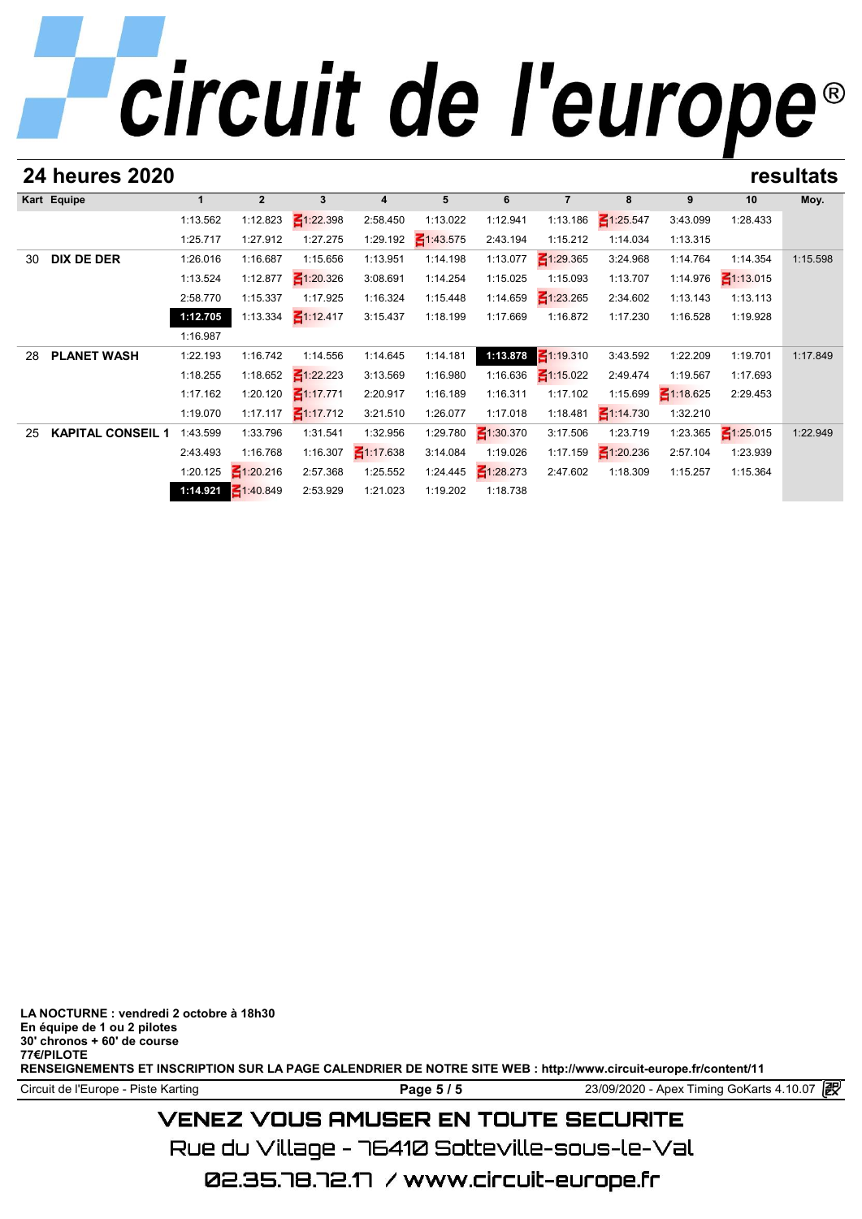## 24 heures 2020

resultats

| Kart | Equipe | 1 | 2 | 3 | 4 | 5 | 6 | 7 | 8 | 9 | 10 | Moy. |
|---|---|---|---|---|---|---|---|---|---|---|---|---|
| | | 1:13.562 | 1:12.823 | 1:22.398 | 2:58.450 | 1:13.022 | 1:12.941 | 1:13.186 | 1:25.547 | 3:43.099 | 1:28.433 | |
| | | 1:25.717 | 1:27.912 | 1:27.275 | 1:29.192 | 1:43.575 | 2:43.194 | 1:15.212 | 1:14.034 | 1:13.315 | | |
| 30 | DIX DE DER | 1:26.016 | 1:16.687 | 1:15.656 | 1:13.951 | 1:14.198 | 1:13.077 | 1:29.365 | 3:24.968 | 1:14.764 | 1:14.354 | 1:15.598 |
| | | 1:13.524 | 1:12.877 | 1:20.326 | 3:08.691 | 1:14.254 | 1:15.025 | 1:15.093 | 1:13.707 | 1:14.976 | 1:13.015 | |
| | | 2:58.770 | 1:15.337 | 1:17.925 | 1:16.324 | 1:15.448 | 1:14.659 | 1:23.265 | 2:34.602 | 1:13.143 | 1:13.113 | |
| | | **1:12.705** | 1:13.334 | 1:12.417 | 3:15.437 | 1:18.199 | 1:17.669 | 1:16.872 | 1:17.230 | 1:16.528 | 1:19.928 | |
| | | 1:16.987 | | | | | | | | | | |
| 28 | PLANET WASH | 1:22.193 | 1:16.742 | 1:14.556 | 1:14.645 | 1:14.181 | **1:13.878** | 1:19.310 | 3:43.592 | 1:22.209 | 1:19.701 | 1:17.849 |
| | | 1:18.255 | 1:18.652 | 1:22.223 | 3:13.569 | 1:16.980 | 1:16.636 | 1:15.022 | 2:49.474 | 1:19.567 | 1:17.693 | |
| | | 1:17.162 | 1:20.120 | 1:17.771 | 2:20.917 | 1:16.189 | 1:16.311 | 1:17.102 | 1:15.699 | 1:18.625 | 2:29.453 | |
| | | 1:19.070 | 1:17.117 | 1:17.712 | 3:21.510 | 1:26.077 | 1:17.018 | 1:18.481 | 1:14.730 | 1:32.210 | | |
| 25 | KAPITAL CONSEIL 1 | 1:43.599 | 1:33.796 | 1:31.541 | 1:32.956 | 1:29.780 | 1:30.370 | 3:17.506 | 1:23.719 | 1:23.365 | 1:25.015 | 1:22.949 |
| | | 2:43.493 | 1:16.768 | 1:16.307 | 1:17.638 | 3:14.084 | 1:19.026 | 1:17.159 | 1:20.236 | 2:57.104 | 1:23.939 | |
| | | 1:20.125 | 1:20.216 | 2:57.368 | 1:25.552 | 1:24.445 | 1:28.273 | 2:47.602 | 1:18.309 | 1:15.257 | 1:15.364 | |
| | | **1:14.921** | 1:40.849 | 2:53.929 | 1:21.023 | 1:19.202 | 1:18.738 | | | | | |

**LA NOCTURNE : vendredi 2 octobre à 18h30**
**En équipe de 1 ou 2 pilotes**
**30' chronos + 60' de course**
**77€/PILOTE**
**RENSEIGNEMENTS ET INSCRIPTION SUR LA PAGE CALENDRIER DE NOTRE SITE WEB : http://www.circuit-europe.fr/content/11**

Circuit de l'Europe - Piste Karting — 23/09/2020 - Apex Timing GoKarts 4.10.07

VENEZ VOUS AMUSER EN TOUTE SECURITE
Rue du Village - 76410 Sotteville-sous-le-Val
02.35.78.72.17 / www.circuit-europe.fr